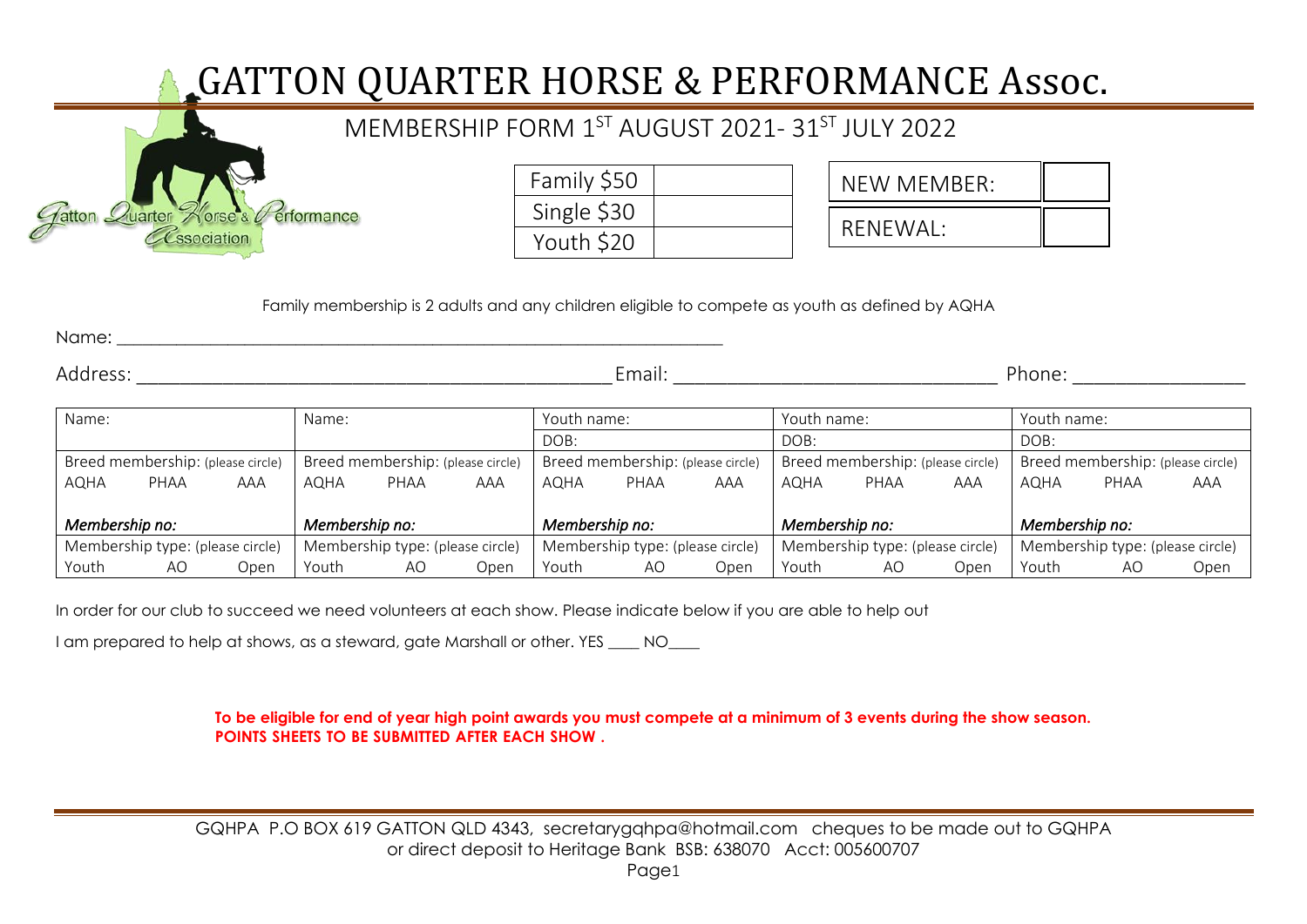# GATTON QUARTER HORSE & PERFORMANCE Assoc.

## MEMBERSHIP FORM 1ST AUGUST 2021- 31ST JULY 2022

| | |
|---|---|
| Family $50 | |
| Single $30 | |
| Youth $20 | |

| | |
|---|---|
| NEW MEMBER: | |
| RENEWAL: | |

Family membership is 2 adults and any children eligible to compete as youth as defined by AQHA

Name: ______________________________________________________________________

Address: ______________________________________________ Email: _______________________________ Phone: ________________

| Name: | | | Name: | | | Youth name: | | | Youth name: | | | Youth name: | | |
|---|---|---|---|---|---|---|---|---|---|---|---|---|---|---|
| | | | | | | DOB: | | | DOB: | | | DOB: | | |
| Breed membership: (please circle) | | | Breed membership: (please circle) | | | Breed membership: (please circle) | | | Breed membership: (please circle) | | | Breed membership: (please circle) | | |
| AQHA | PHAA | AAA | AQHA | PHAA | AAA | AQHA | PHAA | AAA | AQHA | PHAA | AAA | AQHA | PHAA | AAA |
| *Membership no:* | | | *Membership no:* | | | *Membership no:* | | | *Membership no:* | | | *Membership no:* | | |
| Membership type: (please circle) | | | Membership type: (please circle) | | | Membership type: (please circle) | | | Membership type: (please circle) | | | Membership type: (please circle) | | |
| Youth | AO | Open | Youth | AO | Open | Youth | AO | Open | Youth | AO | Open | Youth | AO | Open |

In order for our club to succeed we need volunteers at each show. Please indicate below if you are able to help out

I am prepared to help at shows, as a steward, gate Marshall or other. YES ____ NO____

**To be eligible for end of year high point awards you must compete at a minimum of 3 events during the show season.**
**POINTS SHEETS TO BE SUBMITTED AFTER EACH SHOW .**

GQHPA P.O BOX 619 GATTON QLD 4343, secretarygqhpa@hotmail.com cheques to be made out to GQHPA
or direct deposit to Heritage Bank BSB: 638070 Acct: 005600707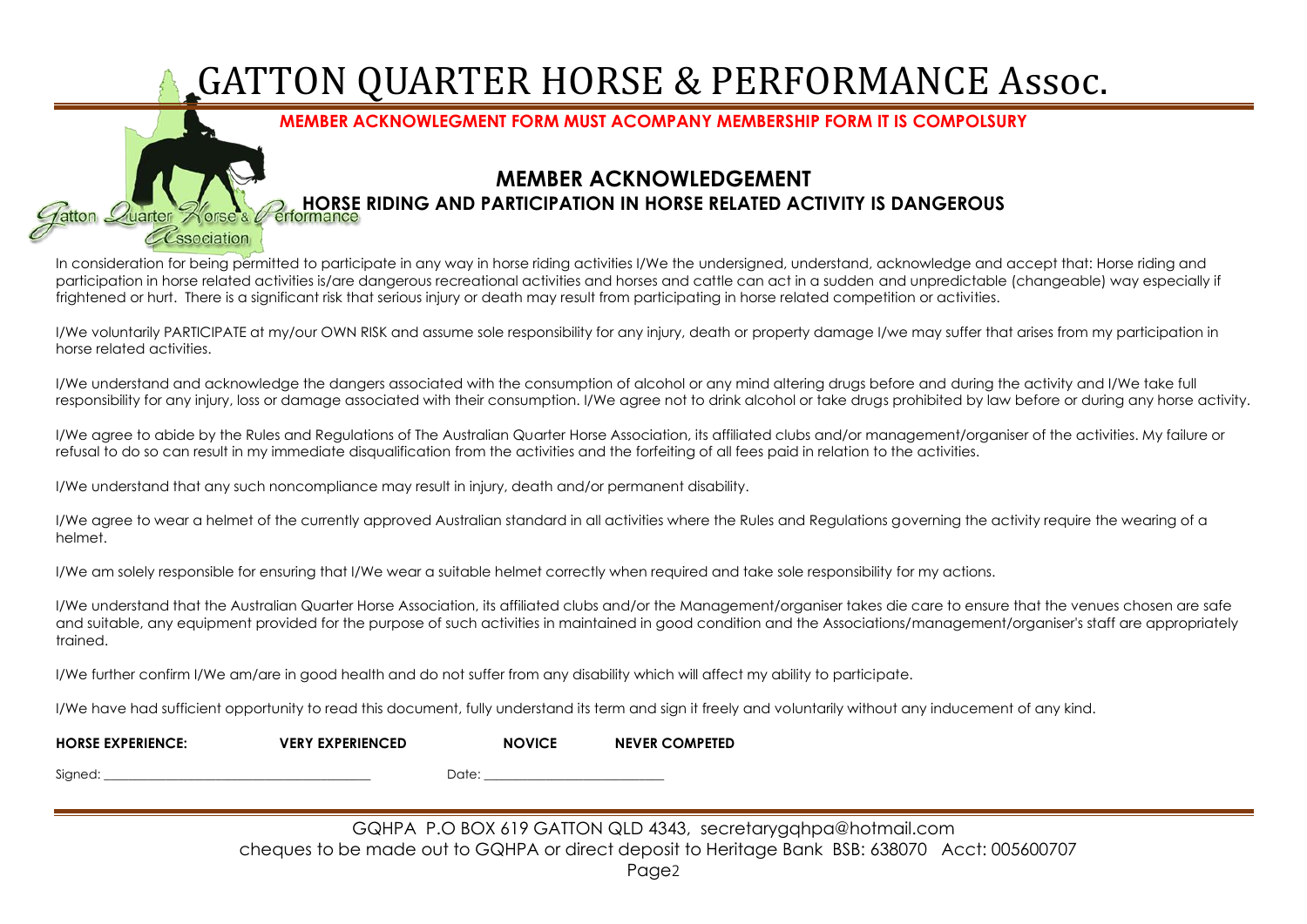# GATTON QUARTER HORSE & PERFORMANCE Assoc.

**MEMBER ACKNOWLEGMENT FORM MUST ACOMPANY MEMBERSHIP FORM IT IS COMPOLSURY**

Gatton Quarter Horse & Performance Association

## MEMBER ACKNOWLEDGEMENT

### HORSE RIDING AND PARTICIPATION IN HORSE RELATED ACTIVITY IS DANGEROUS

In consideration for being permitted to participate in any way in horse riding activities I/We the undersigned, understand, acknowledge and accept that: Horse riding and participation in horse related activities is/are dangerous recreational activities and horses and cattle can act in a sudden and unpredictable (changeable) way especially if frightened or hurt. There is a significant risk that serious injury or death may result from participating in horse related competition or activities.

I/We voluntarily PARTICIPATE at my/our OWN RISK and assume sole responsibility for any injury, death or property damage I/we may suffer that arises from my participation in horse related activities.

I/We understand and acknowledge the dangers associated with the consumption of alcohol or any mind altering drugs before and during the activity and I/We take full responsibility for any injury, loss or damage associated with their consumption. I/We agree not to drink alcohol or take drugs prohibited by law before or during any horse activity.

I/We agree to abide by the Rules and Regulations of The Australian Quarter Horse Association, its affiliated clubs and/or management/organiser of the activities. My failure or refusal to do so can result in my immediate disqualification from the activities and the forfeiting of all fees paid in relation to the activities.

I/We understand that any such noncompliance may result in injury, death and/or permanent disability.

I/We agree to wear a helmet of the currently approved Australian standard in all activities where the Rules and Regulations governing the activity require the wearing of a helmet.

I/We am solely responsible for ensuring that I/We wear a suitable helmet correctly when required and take sole responsibility for my actions.

I/We understand that the Australian Quarter Horse Association, its affiliated clubs and/or the Management/organiser takes die care to ensure that the venues chosen are safe and suitable, any equipment provided for the purpose of such activities in maintained in good condition and the Associations/management/organiser's staff are appropriately trained.

I/We further confirm I/We am/are in good health and do not suffer from any disability which will affect my ability to participate.

I/We have had sufficient opportunity to read this document, fully understand its term and sign it freely and voluntarily without any inducement of any kind.

**HORSE EXPERIENCE:** **VERY EXPERIENCED** **NOVICE** **NEVER COMPETED**

Signed: ______________________________ Date: ______________________

GQHPA P.O BOX 619 GATTON QLD 4343, secretarygqhpa@hotmail.com
cheques to be made out to GQHPA or direct deposit to Heritage Bank BSB: 638070 Acct: 005600707